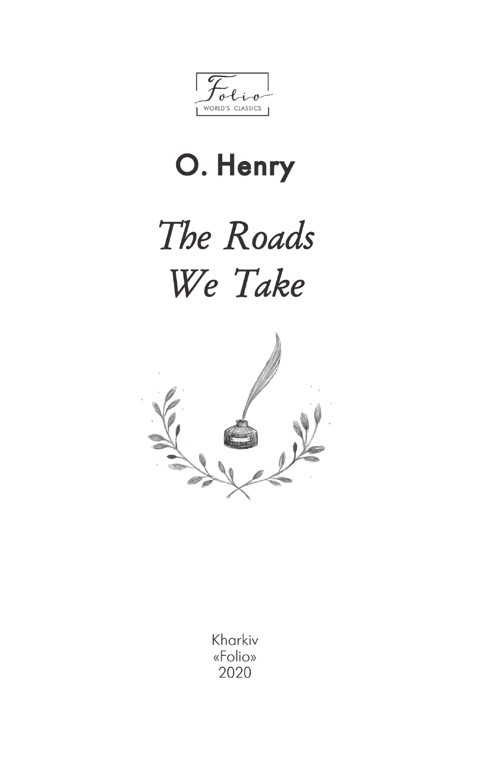Folio
WORLD'S CLASSICS

## O. Henry

# *The Roads We Take*

Kharkiv
«Folio»
2020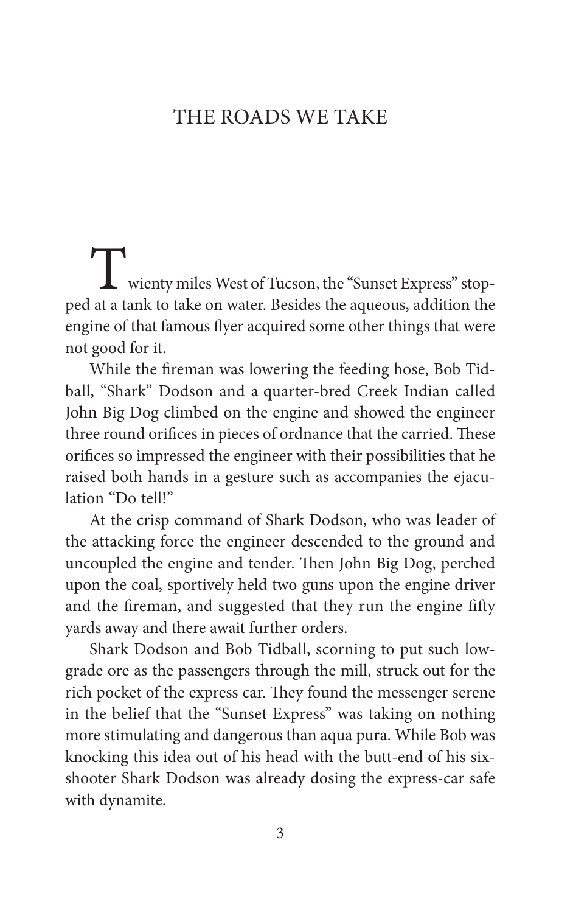# THE ROADS WE TAKE

Twienty miles West of Tucson, the "Sunset Express" stopped at a tank to take on water. Besides the aqueous, addition the engine of that famous flyer acquired some other things that were not good for it.

While the fireman was lowering the feeding hose, Bob Tidball, "Shark" Dodson and a quarter-bred Creek Indian called John Big Dog climbed on the engine and showed the engineer three round orifices in pieces of ordnance that the carried. These orifices so impressed the engineer with their possibilities that he raised both hands in a gesture such as accompanies the ejaculation "Do tell!"

At the crisp command of Shark Dodson, who was leader of the attacking force the engineer descended to the ground and uncoupled the engine and tender. Then John Big Dog, perched upon the coal, sportively held two guns upon the engine driver and the fireman, and suggested that they run the engine fifty yards away and there await further orders.

Shark Dodson and Bob Tidball, scorning to put such low-grade ore as the passengers through the mill, struck out for the rich pocket of the express car. They found the messenger serene in the belief that the "Sunset Express" was taking on nothing more stimulating and dangerous than aqua pura. While Bob was knocking this idea out of his head with the butt-end of his six-shooter Shark Dodson was already dosing the express-car safe with dynamite.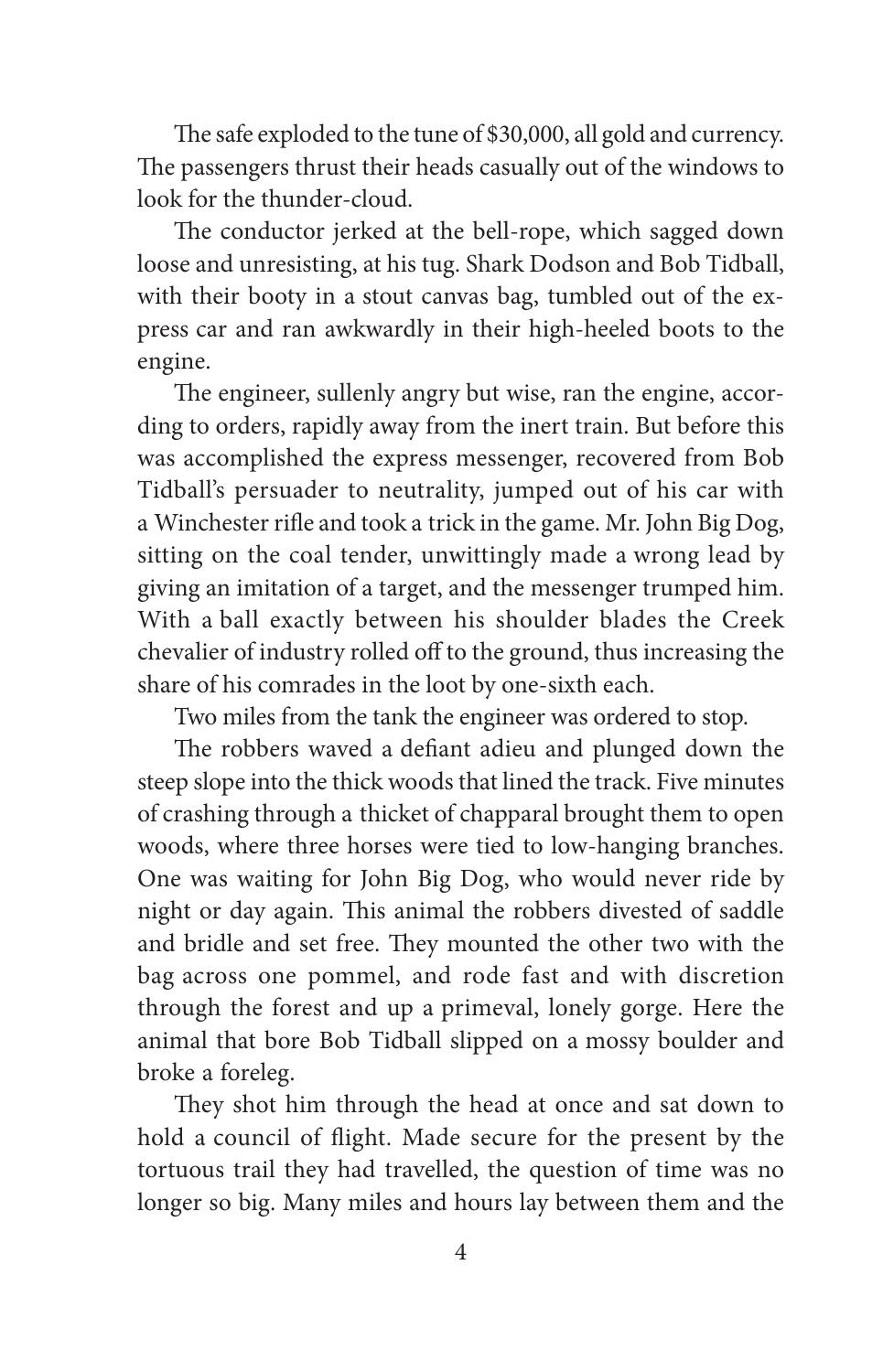The safe exploded to the tune of $30,000, all gold and currency. The passengers thrust their heads casually out of the windows to look for the thunder-cloud.

The conductor jerked at the bell-rope, which sagged down loose and unresisting, at his tug. Shark Dodson and Bob Tidball, with their booty in a stout canvas bag, tumbled out of the express car and ran awkwardly in their high-heeled boots to the engine.

The engineer, sullenly angry but wise, ran the engine, according to orders, rapidly away from the inert train. But before this was accomplished the express messenger, recovered from Bob Tidball's persuader to neutrality, jumped out of his car with a Winchester rifle and took a trick in the game. Mr. John Big Dog, sitting on the coal tender, unwittingly made a wrong lead by giving an imitation of a target, and the messenger trumped him. With a ball exactly between his shoulder blades the Creek chevalier of industry rolled off to the ground, thus increasing the share of his comrades in the loot by one-sixth each.

Two miles from the tank the engineer was ordered to stop.

The robbers waved a defiant adieu and plunged down the steep slope into the thick woods that lined the track. Five minutes of crashing through a thicket of chapparal brought them to open woods, where three horses were tied to low-hanging branches. One was waiting for John Big Dog, who would never ride by night or day again. This animal the robbers divested of saddle and bridle and set free. They mounted the other two with the bag across one pommel, and rode fast and with discretion through the forest and up a primeval, lonely gorge. Here the animal that bore Bob Tidball slipped on a mossy boulder and broke a foreleg.

They shot him through the head at once and sat down to hold a council of flight. Made secure for the present by the tortuous trail they had travelled, the question of time was no longer so big. Many miles and hours lay between them and the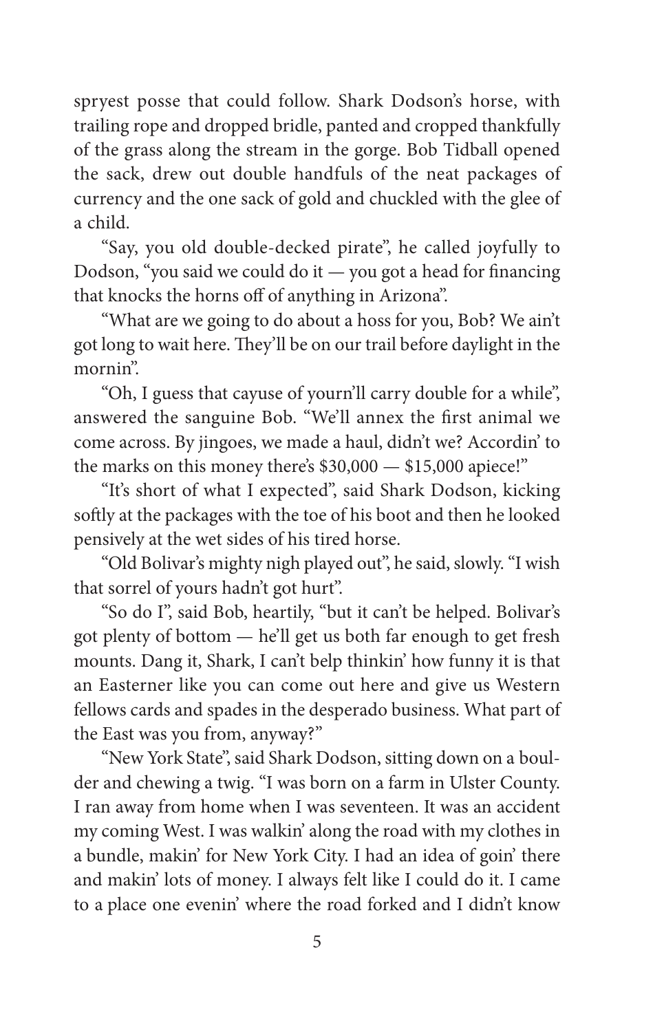spryest posse that could follow. Shark Dodson's horse, with trailing rope and dropped bridle, panted and cropped thankfully of the grass along the stream in the gorge. Bob Tidball opened the sack, drew out double handfuls of the neat packages of currency and the one sack of gold and chuckled with the glee of a child.

"Say, you old double-decked pirate", he called joyfully to Dodson, "you said we could do it — you got a head for financing that knocks the horns off of anything in Arizona".

"What are we going to do about a hoss for you, Bob? We ain't got long to wait here. They'll be on our trail before daylight in the mornin".

"Oh, I guess that cayuse of yourn'll carry double for a while", answered the sanguine Bob. "We'll annex the first animal we come across. By jingoes, we made a haul, didn't we? Accordin' to the marks on this money there's $30,000 — $15,000 apiece!"

"It's short of what I expected", said Shark Dodson, kicking softly at the packages with the toe of his boot and then he looked pensively at the wet sides of his tired horse.

"Old Bolivar's mighty nigh played out", he said, slowly. "I wish that sorrel of yours hadn't got hurt".

"So do I", said Bob, heartily, "but it can't be helped. Bolivar's got plenty of bottom — he'll get us both far enough to get fresh mounts. Dang it, Shark, I can't belp thinkin' how funny it is that an Easterner like you can come out here and give us Western fellows cards and spades in the desperado business. What part of the East was you from, anyway?"

"New York State", said Shark Dodson, sitting down on a boulder and chewing a twig. "I was born on a farm in Ulster County. I ran away from home when I was seventeen. It was an accident my coming West. I was walkin' along the road with my clothes in a bundle, makin' for New York City. I had an idea of goin' there and makin' lots of money. I always felt like I could do it. I came to a place one evenin' where the road forked and I didn't know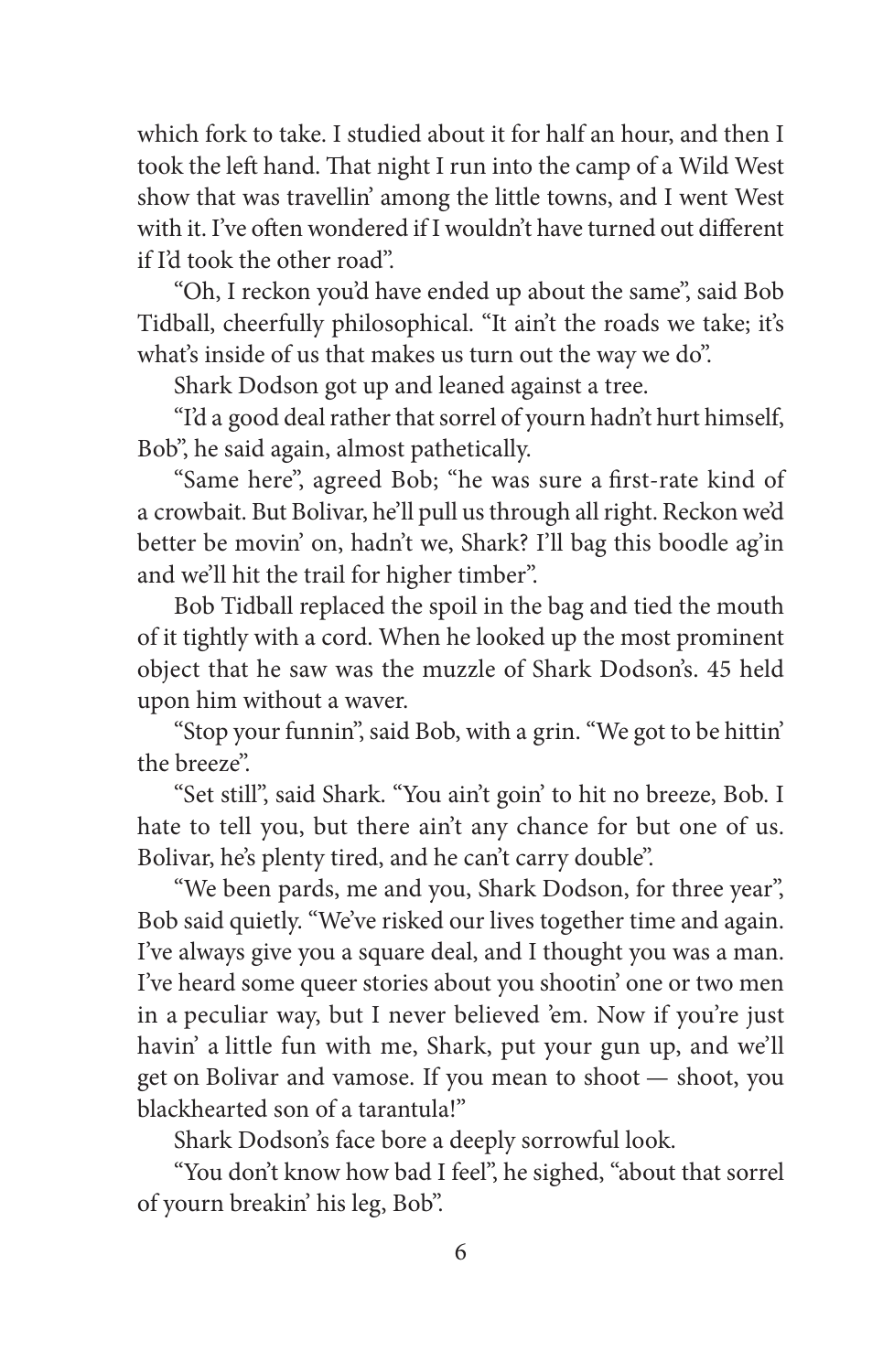which fork to take. I studied about it for half an hour, and then I took the left hand. That night I run into the camp of a Wild West show that was travellin' among the little towns, and I went West with it. I've often wondered if I wouldn't have turned out different if I'd took the other road".

"Oh, I reckon you'd have ended up about the same", said Bob Tidball, cheerfully philosophical. "It ain't the roads we take; it's what's inside of us that makes us turn out the way we do".

Shark Dodson got up and leaned against a tree.

"I'd a good deal rather that sorrel of yourn hadn't hurt himself, Bob", he said again, almost pathetically.

"Same here", agreed Bob; "he was sure a first-rate kind of a crowbait. But Bolivar, he'll pull us through all right. Reckon we'd better be movin' on, hadn't we, Shark? I'll bag this boodle ag'in and we'll hit the trail for higher timber".

Bob Tidball replaced the spoil in the bag and tied the mouth of it tightly with a cord. When he looked up the most prominent object that he saw was the muzzle of Shark Dodson's. 45 held upon him without a waver.

"Stop your funnin'", said Bob, with a grin. "We got to be hittin' the breeze".

"Set still", said Shark. "You ain't goin' to hit no breeze, Bob. I hate to tell you, but there ain't any chance for but one of us. Bolivar, he's plenty tired, and he can't carry double".

"We been pards, me and you, Shark Dodson, for three year", Bob said quietly. "We've risked our lives together time and again. I've always give you a square deal, and I thought you was a man. I've heard some queer stories about you shootin' one or two men in a peculiar way, but I never believed 'em. Now if you're just havin' a little fun with me, Shark, put your gun up, and we'll get on Bolivar and vamose. If you mean to shoot — shoot, you blackhearted son of a tarantula!"

Shark Dodson's face bore a deeply sorrowful look.

"You don't know how bad I feel", he sighed, "about that sorrel of yourn breakin' his leg, Bob".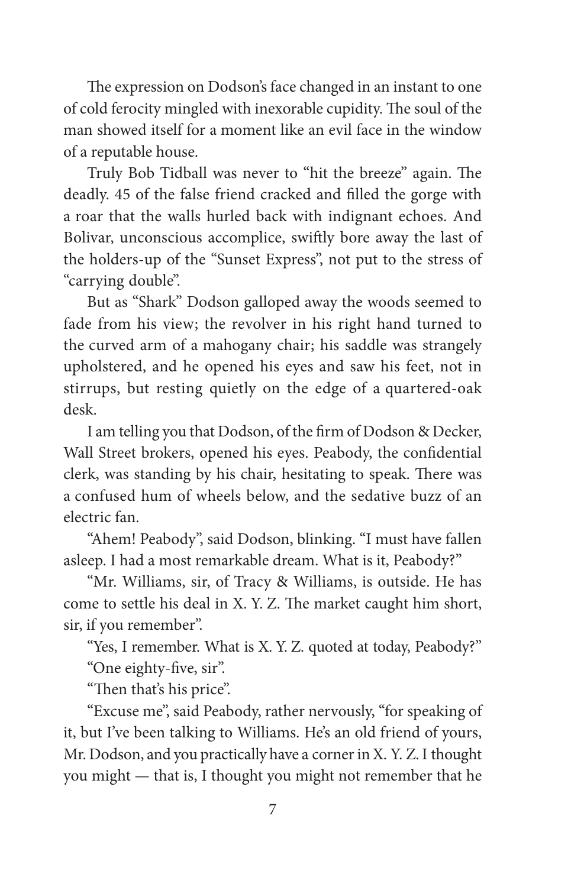The expression on Dodson's face changed in an instant to one of cold ferocity mingled with inexorable cupidity. The soul of the man showed itself for a moment like an evil face in the window of a reputable house.

Truly Bob Tidball was never to "hit the breeze" again. The deadly. 45 of the false friend cracked and filled the gorge with a roar that the walls hurled back with indignant echoes. And Bolivar, unconscious accomplice, swiftly bore away the last of the holders-up of the "Sunset Express", not put to the stress of "carrying double".

But as "Shark" Dodson galloped away the woods seemed to fade from his view; the revolver in his right hand turned to the curved arm of a mahogany chair; his saddle was strangely upholstered, and he opened his eyes and saw his feet, not in stirrups, but resting quietly on the edge of a quartered-oak desk.

I am telling you that Dodson, of the firm of Dodson & Decker, Wall Street brokers, opened his eyes. Peabody, the confidential clerk, was standing by his chair, hesitating to speak. There was a confused hum of wheels below, and the sedative buzz of an electric fan.

"Ahem! Peabody", said Dodson, blinking. "I must have fallen asleep. I had a most remarkable dream. What is it, Peabody?"

"Mr. Williams, sir, of Tracy & Williams, is outside. He has come to settle his deal in X. Y. Z. The market caught him short, sir, if you remember".

"Yes, I remember. What is X. Y. Z. quoted at today, Peabody?"

"One eighty-five, sir".

"Then that's his price".

"Excuse me", said Peabody, rather nervously, "for speaking of it, but I've been talking to Williams. He's an old friend of yours, Mr. Dodson, and you practically have a corner in X. Y. Z. I thought you might — that is, I thought you might not remember that he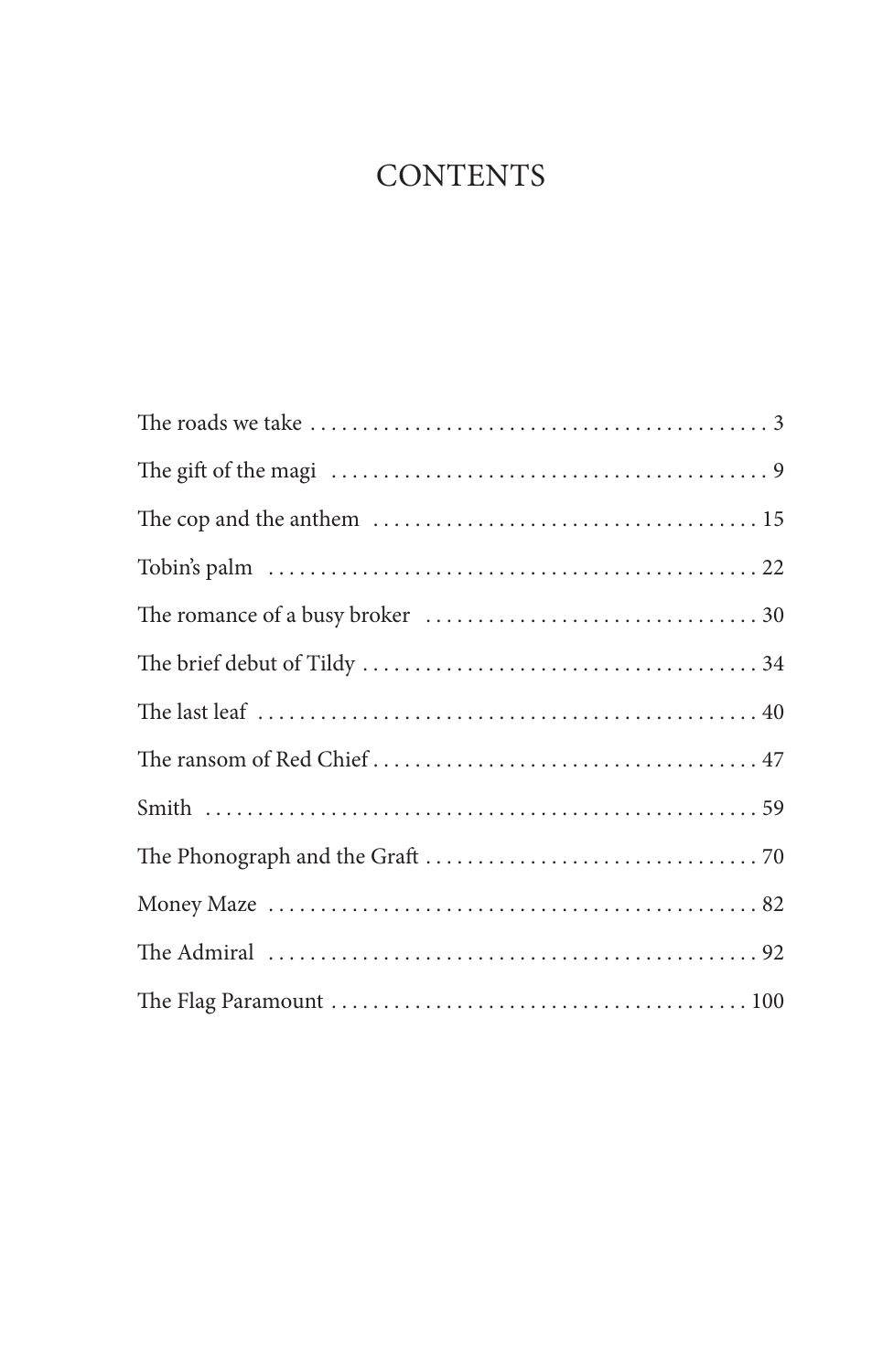# CONTENTS

The roads we take . . . . . . . . . . . . . . . . . . . . . . . . . . . . . . . . . . . . . . . . . . . . 3

The gift of the magi . . . . . . . . . . . . . . . . . . . . . . . . . . . . . . . . . . . . . . . . . . 9

The cop and the anthem . . . . . . . . . . . . . . . . . . . . . . . . . . . . . . . . . . . . . 15

Tobin's palm . . . . . . . . . . . . . . . . . . . . . . . . . . . . . . . . . . . . . . . . . . . . . . . 22

The romance of a busy broker . . . . . . . . . . . . . . . . . . . . . . . . . . . . . . . . 30

The brief debut of Tildy . . . . . . . . . . . . . . . . . . . . . . . . . . . . . . . . . . . . . . 34

The last leaf . . . . . . . . . . . . . . . . . . . . . . . . . . . . . . . . . . . . . . . . . . . . . . . 40

The ransom of Red Chief . . . . . . . . . . . . . . . . . . . . . . . . . . . . . . . . . . . . . 47

Smith . . . . . . . . . . . . . . . . . . . . . . . . . . . . . . . . . . . . . . . . . . . . . . . . . . . . 59

The Phonograph and the Graft . . . . . . . . . . . . . . . . . . . . . . . . . . . . . . . . 70

Money Maze . . . . . . . . . . . . . . . . . . . . . . . . . . . . . . . . . . . . . . . . . . . . . . . 82

The Admiral . . . . . . . . . . . . . . . . . . . . . . . . . . . . . . . . . . . . . . . . . . . . . . . 92

The Flag Paramount . . . . . . . . . . . . . . . . . . . . . . . . . . . . . . . . . . . . . . . . 100